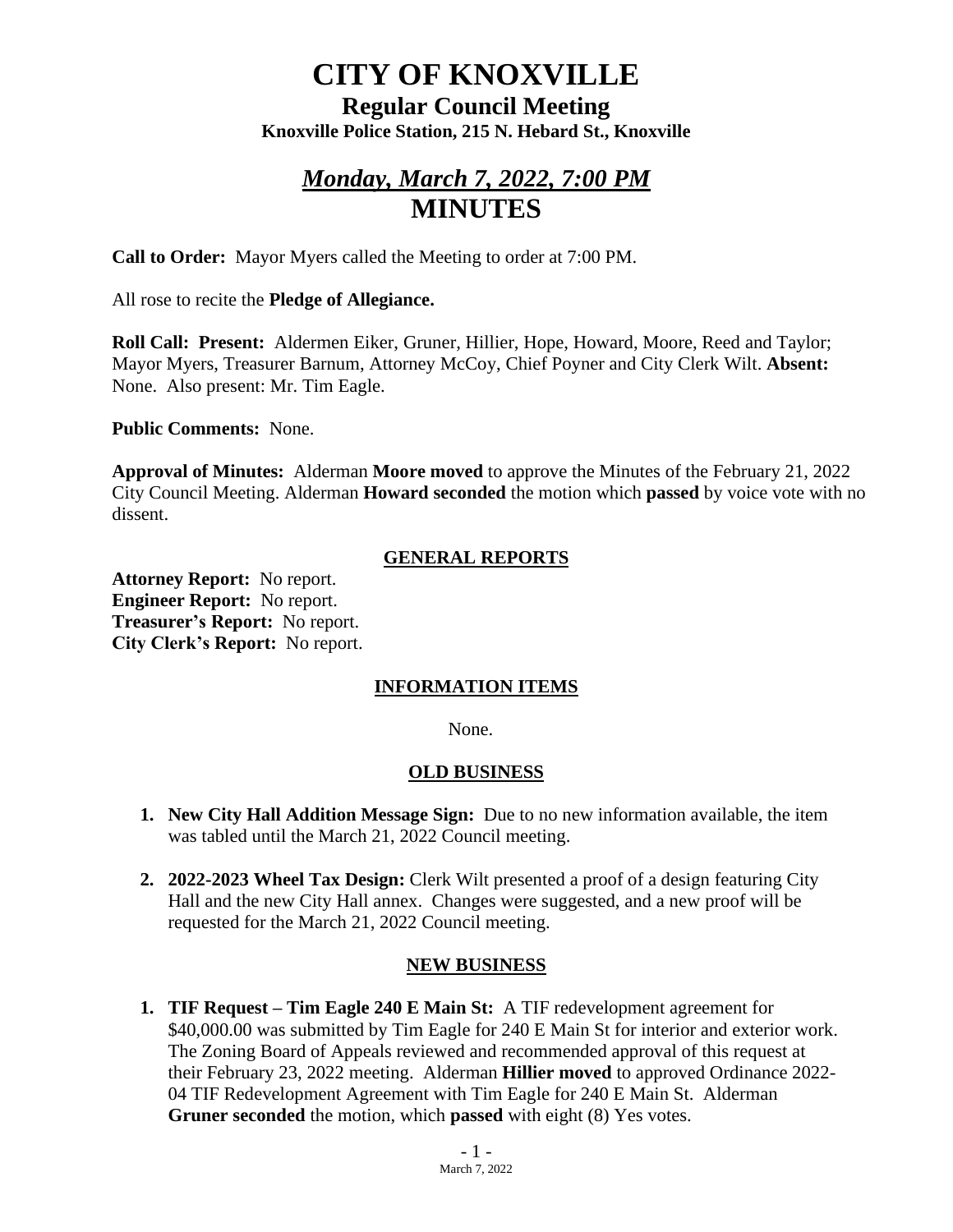# CITY OF KNOXVILLE

## Regular Council Meeting

### Knoxville Police Station, 215 N. Hebard St., Knoxville

## *Monday, March 7, 2022, 7:00 PM*

## MINUTES

**Call to Order:** Mayor Myers called the Meeting to order at 7:00 PM.

All rose to recite the **Pledge of Allegiance.**

**Roll Call: Present:** Aldermen Eiker, Gruner, Hillier, Hope, Howard, Moore, Reed and Taylor; Mayor Myers, Treasurer Barnum, Attorney McCoy, Chief Poyner and City Clerk Wilt. **Absent:** None. Also present: Mr. Tim Eagle.

**Public Comments:** None.

**Approval of Minutes:** Alderman **Moore moved** to approve the Minutes of the February 21, 2022 City Council Meeting. Alderman **Howard seconded** the motion which **passed** by voice vote with no dissent.

### GENERAL REPORTS

**Attorney Report:** No report.
**Engineer Report:** No report.
**Treasurer's Report:** No report.
**City Clerk's Report:** No report.

### INFORMATION ITEMS

None.

### OLD BUSINESS

1. **New City Hall Addition Message Sign:** Due to no new information available, the item was tabled until the March 21, 2022 Council meeting.

2. **2022-2023 Wheel Tax Design:** Clerk Wilt presented a proof of a design featuring City Hall and the new City Hall annex. Changes were suggested, and a new proof will be requested for the March 21, 2022 Council meeting.

### NEW BUSINESS

1. **TIF Request – Tim Eagle 240 E Main St:** A TIF redevelopment agreement for $40,000.00 was submitted by Tim Eagle for 240 E Main St for interior and exterior work. The Zoning Board of Appeals reviewed and recommended approval of this request at their February 23, 2022 meeting. Alderman **Hillier moved** to approved Ordinance 2022-04 TIF Redevelopment Agreement with Tim Eagle for 240 E Main St. Alderman **Gruner seconded** the motion, which **passed** with eight (8) Yes votes.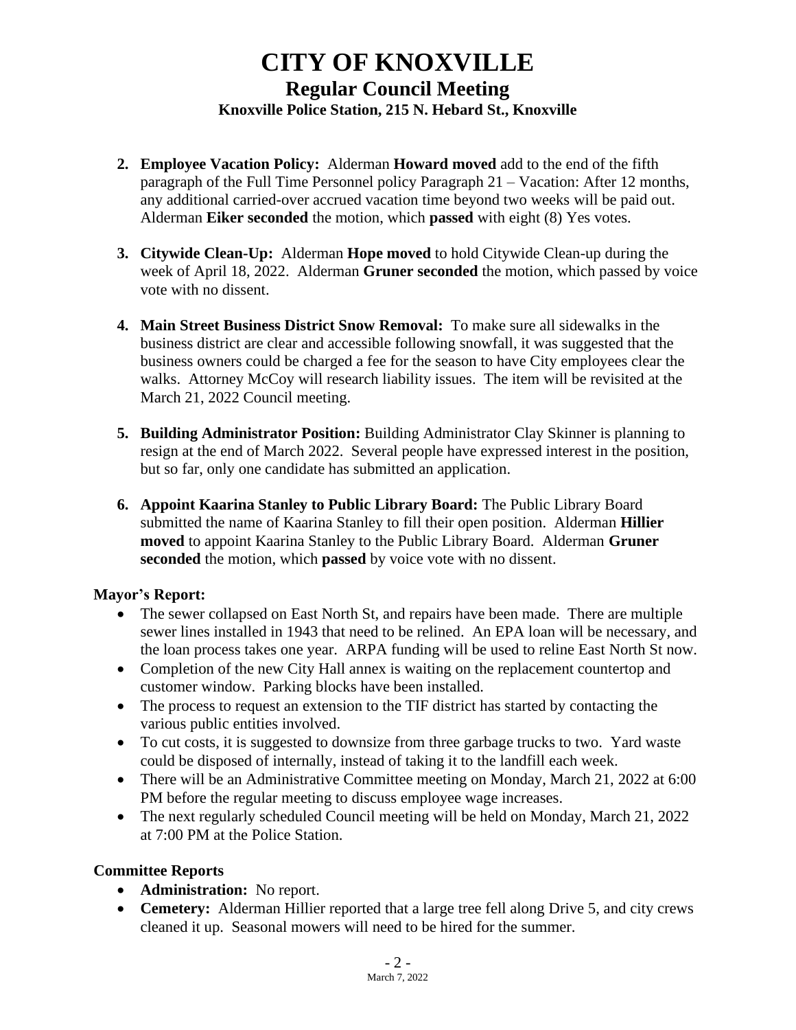2. **Employee Vacation Policy:** Alderman **Howard moved** add to the end of the fifth paragraph of the Full Time Personnel policy Paragraph 21 – Vacation: After 12 months, any additional carried-over accrued vacation time beyond two weeks will be paid out. Alderman **Eiker seconded** the motion, which **passed** with eight (8) Yes votes.

3. **Citywide Clean-Up:** Alderman **Hope moved** to hold Citywide Clean-up during the week of April 18, 2022. Alderman **Gruner seconded** the motion, which passed by voice vote with no dissent.

4. **Main Street Business District Snow Removal:** To make sure all sidewalks in the business district are clear and accessible following snowfall, it was suggested that the business owners could be charged a fee for the season to have City employees clear the walks. Attorney McCoy will research liability issues. The item will be revisited at the March 21, 2022 Council meeting.

5. **Building Administrator Position:** Building Administrator Clay Skinner is planning to resign at the end of March 2022. Several people have expressed interest in the position, but so far, only one candidate has submitted an application.

6. **Appoint Kaarina Stanley to Public Library Board:** The Public Library Board submitted the name of Kaarina Stanley to fill their open position. Alderman **Hillier moved** to appoint Kaarina Stanley to the Public Library Board. Alderman **Gruner seconded** the motion, which **passed** by voice vote with no dissent.

**Mayor's Report:**

- The sewer collapsed on East North St, and repairs have been made. There are multiple sewer lines installed in 1943 that need to be relined. An EPA loan will be necessary, and the loan process takes one year. ARPA funding will be used to reline East North St now.
- Completion of the new City Hall annex is waiting on the replacement countertop and customer window. Parking blocks have been installed.
- The process to request an extension to the TIF district has started by contacting the various public entities involved.
- To cut costs, it is suggested to downsize from three garbage trucks to two. Yard waste could be disposed of internally, instead of taking it to the landfill each week.
- There will be an Administrative Committee meeting on Monday, March 21, 2022 at 6:00 PM before the regular meeting to discuss employee wage increases.
- The next regularly scheduled Council meeting will be held on Monday, March 21, 2022 at 7:00 PM at the Police Station.

**Committee Reports**

- **Administration:** No report.
- **Cemetery:** Alderman Hillier reported that a large tree fell along Drive 5, and city crews cleaned it up. Seasonal mowers will need to be hired for the summer.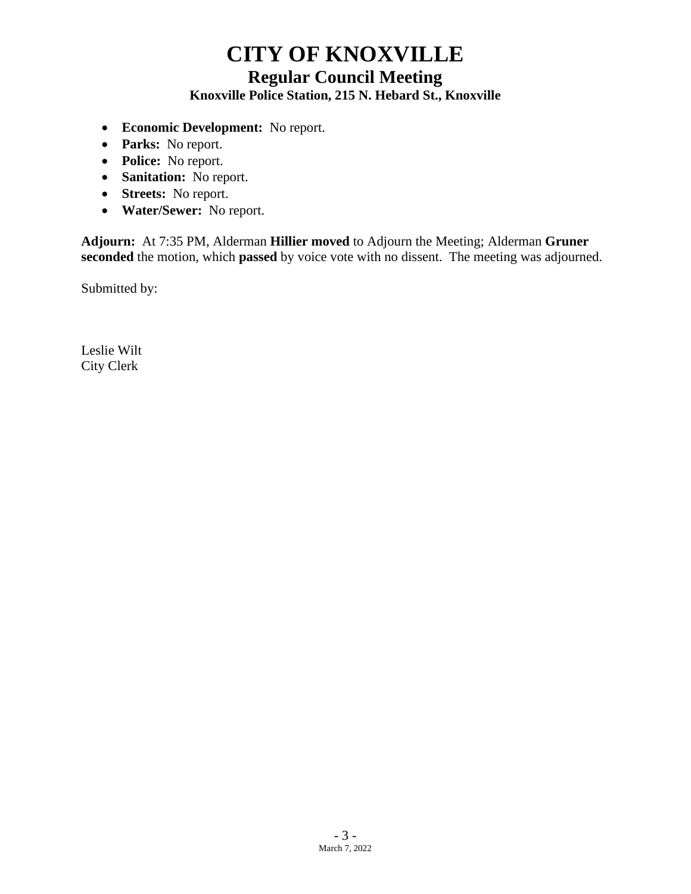- **Economic Development:** No report.
- **Parks:** No report.
- **Police:** No report.
- **Sanitation:** No report.
- **Streets:** No report.
- **Water/Sewer:** No report.

**Adjourn:** At 7:35 PM, Alderman **Hillier moved** to Adjourn the Meeting; Alderman **Gruner seconded** the motion, which **passed** by voice vote with no dissent. The meeting was adjourned.

Submitted by:

Leslie Wilt
City Clerk